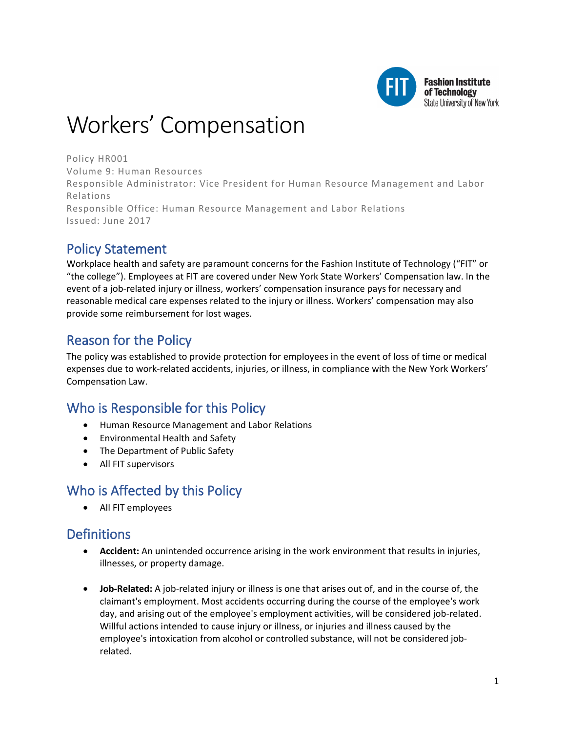# Workers' Compensation

Policy HR001
Volume 9: Human Resources
Responsible Administrator: Vice President for Human Resource Management and Labor Relations
Responsible Office: Human Resource Management and Labor Relations
Issued: June 2017

## Policy Statement

Workplace health and safety are paramount concerns for the Fashion Institute of Technology ("FIT" or "the college"). Employees at FIT are covered under New York State Workers' Compensation law. In the event of a job-related injury or illness, workers' compensation insurance pays for necessary and reasonable medical care expenses related to the injury or illness. Workers' compensation may also provide some reimbursement for lost wages.

## Reason for the Policy

The policy was established to provide protection for employees in the event of loss of time or medical expenses due to work-related accidents, injuries, or illness, in compliance with the New York Workers' Compensation Law.

## Who is Responsible for this Policy

- Human Resource Management and Labor Relations
- Environmental Health and Safety
- The Department of Public Safety
- All FIT supervisors

## Who is Affected by this Policy

- All FIT employees

## Definitions

- **Accident:** An unintended occurrence arising in the work environment that results in injuries, illnesses, or property damage.

- **Job-Related:** A job-related injury or illness is one that arises out of, and in the course of, the claimant's employment. Most accidents occurring during the course of the employee's work day, and arising out of the employee's employment activities, will be considered job-related. Willful actions intended to cause injury or illness, or injuries and illness caused by the employee's intoxication from alcohol or controlled substance, will not be considered job-related.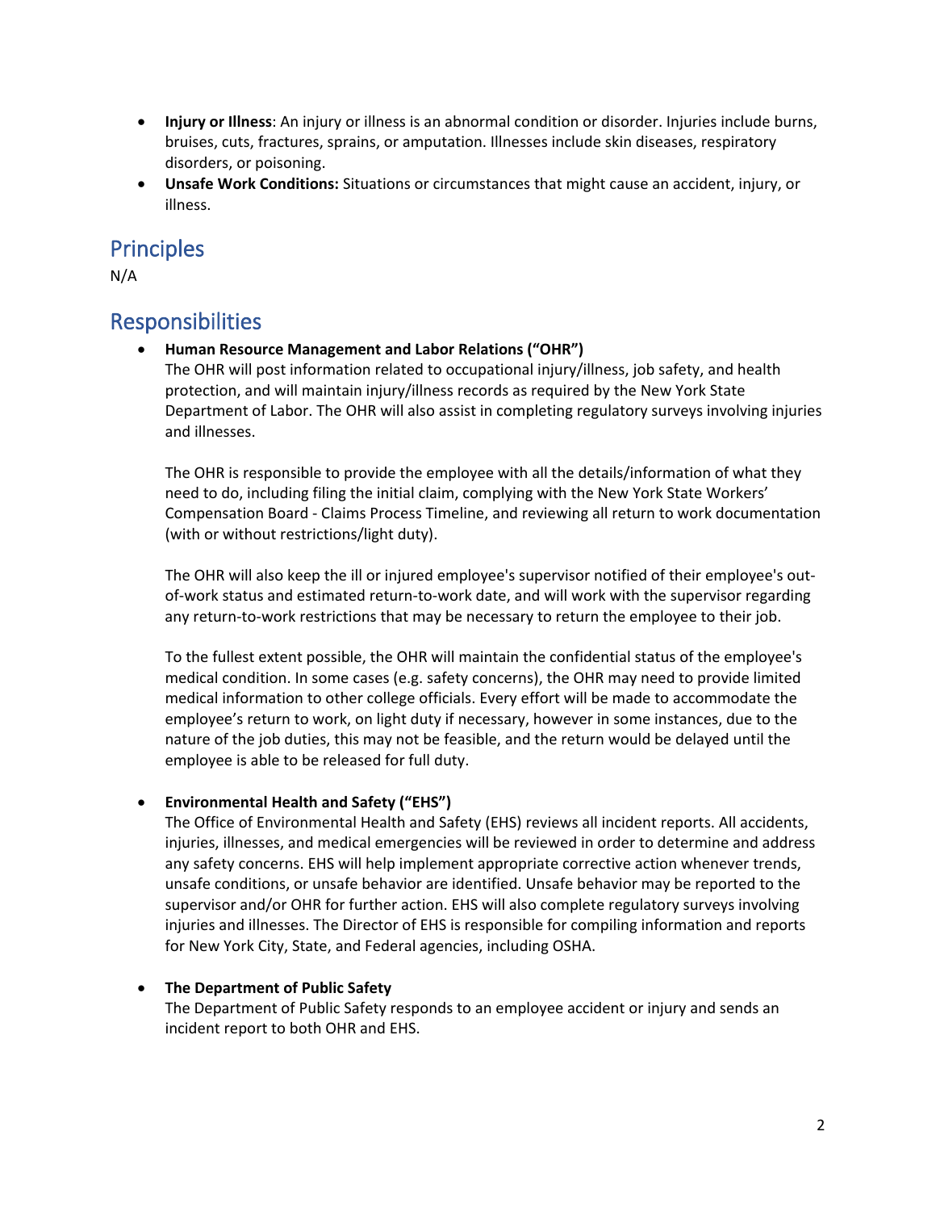- **Injury or Illness**: An injury or illness is an abnormal condition or disorder. Injuries include burns, bruises, cuts, fractures, sprains, or amputation. Illnesses include skin diseases, respiratory disorders, or poisoning.
- **Unsafe Work Conditions:** Situations or circumstances that might cause an accident, injury, or illness.

## Principles

N/A

## Responsibilities

- **Human Resource Management and Labor Relations ("OHR")**
  The OHR will post information related to occupational injury/illness, job safety, and health protection, and will maintain injury/illness records as required by the New York State Department of Labor. The OHR will also assist in completing regulatory surveys involving injuries and illnesses.

  The OHR is responsible to provide the employee with all the details/information of what they need to do, including filing the initial claim, complying with the New York State Workers' Compensation Board - Claims Process Timeline, and reviewing all return to work documentation (with or without restrictions/light duty).

  The OHR will also keep the ill or injured employee's supervisor notified of their employee's out-of-work status and estimated return-to-work date, and will work with the supervisor regarding any return-to-work restrictions that may be necessary to return the employee to their job.

  To the fullest extent possible, the OHR will maintain the confidential status of the employee's medical condition. In some cases (e.g. safety concerns), the OHR may need to provide limited medical information to other college officials. Every effort will be made to accommodate the employee's return to work, on light duty if necessary, however in some instances, due to the nature of the job duties, this may not be feasible, and the return would be delayed until the employee is able to be released for full duty.

- **Environmental Health and Safety ("EHS")**
  The Office of Environmental Health and Safety (EHS) reviews all incident reports. All accidents, injuries, illnesses, and medical emergencies will be reviewed in order to determine and address any safety concerns. EHS will help implement appropriate corrective action whenever trends, unsafe conditions, or unsafe behavior are identified. Unsafe behavior may be reported to the supervisor and/or OHR for further action. EHS will also complete regulatory surveys involving injuries and illnesses. The Director of EHS is responsible for compiling information and reports for New York City, State, and Federal agencies, including OSHA.

- **The Department of Public Safety**
  The Department of Public Safety responds to an employee accident or injury and sends an incident report to both OHR and EHS.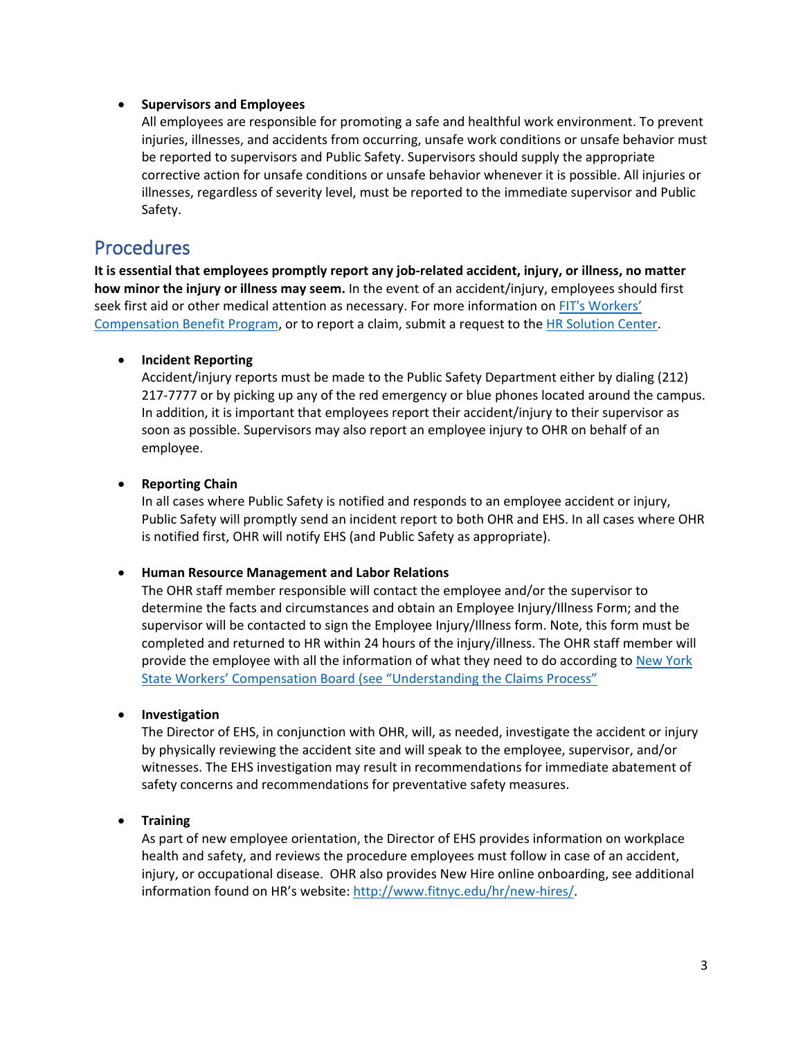- **Supervisors and Employees**
  All employees are responsible for promoting a safe and healthful work environment. To prevent injuries, illnesses, and accidents from occurring, unsafe work conditions or unsafe behavior must be reported to supervisors and Public Safety. Supervisors should supply the appropriate corrective action for unsafe conditions or unsafe behavior whenever it is possible. All injuries or illnesses, regardless of severity level, must be reported to the immediate supervisor and Public Safety.

## Procedures

**It is essential that employees promptly report any job-related accident, injury, or illness, no matter how minor the injury or illness may seem.** In the event of an accident/injury, employees should first seek first aid or other medical attention as necessary. For more information on FIT's Workers' Compensation Benefit Program, or to report a claim, submit a request to the HR Solution Center.

- **Incident Reporting**
  Accident/injury reports must be made to the Public Safety Department either by dialing (212) 217-7777 or by picking up any of the red emergency or blue phones located around the campus. In addition, it is important that employees report their accident/injury to their supervisor as soon as possible. Supervisors may also report an employee injury to OHR on behalf of an employee.

- **Reporting Chain**
  In all cases where Public Safety is notified and responds to an employee accident or injury, Public Safety will promptly send an incident report to both OHR and EHS. In all cases where OHR is notified first, OHR will notify EHS (and Public Safety as appropriate).

- **Human Resource Management and Labor Relations**
  The OHR staff member responsible will contact the employee and/or the supervisor to determine the facts and circumstances and obtain an Employee Injury/Illness Form; and the supervisor will be contacted to sign the Employee Injury/Illness form. Note, this form must be completed and returned to HR within 24 hours of the injury/illness. The OHR staff member will provide the employee with all the information of what they need to do according to New York State Workers' Compensation Board (see "Understanding the Claims Process"

- **Investigation**
  The Director of EHS, in conjunction with OHR, will, as needed, investigate the accident or injury by physically reviewing the accident site and will speak to the employee, supervisor, and/or witnesses. The EHS investigation may result in recommendations for immediate abatement of safety concerns and recommendations for preventative safety measures.

- **Training**
  As part of new employee orientation, the Director of EHS provides information on workplace health and safety, and reviews the procedure employees must follow in case of an accident, injury, or occupational disease. OHR also provides New Hire online onboarding, see additional information found on HR's website: http://www.fitnyc.edu/hr/new-hires/.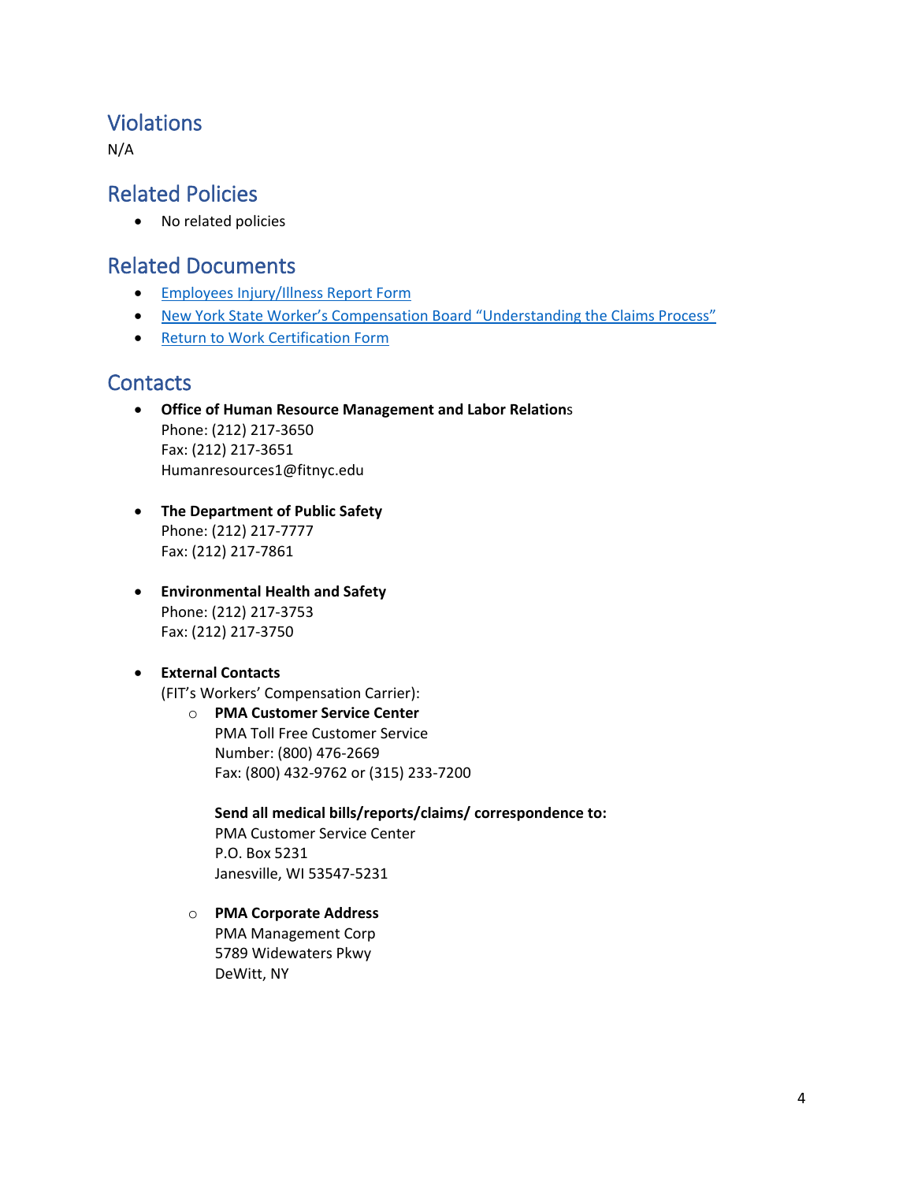## Violations

N/A

## Related Policies

- No related policies

## Related Documents

- Employees Injury/Illness Report Form
- New York State Worker's Compensation Board "Understanding the Claims Process"
- Return to Work Certification Form

## Contacts

- **Office of Human Resource Management and Labor Relations**
  Phone: (212) 217-3650
  Fax: (212) 217-3651
  Humanresources1@fitnyc.edu

- **The Department of Public Safety**
  Phone: (212) 217-7777
  Fax: (212) 217-7861

- **Environmental Health and Safety**
  Phone: (212) 217-3753
  Fax: (212) 217-3750

- **External Contacts**
  (FIT's Workers' Compensation Carrier):
  - **PMA Customer Service Center**
    PMA Toll Free Customer Service
    Number: (800) 476-2669
    Fax: (800) 432-9762 or (315) 233-7200

    **Send all medical bills/reports/claims/ correspondence to:**
    PMA Customer Service Center
    P.O. Box 5231
    Janesville, WI 53547-5231

  - **PMA Corporate Address**
    PMA Management Corp
    5789 Widewaters Pkwy
    DeWitt, NY